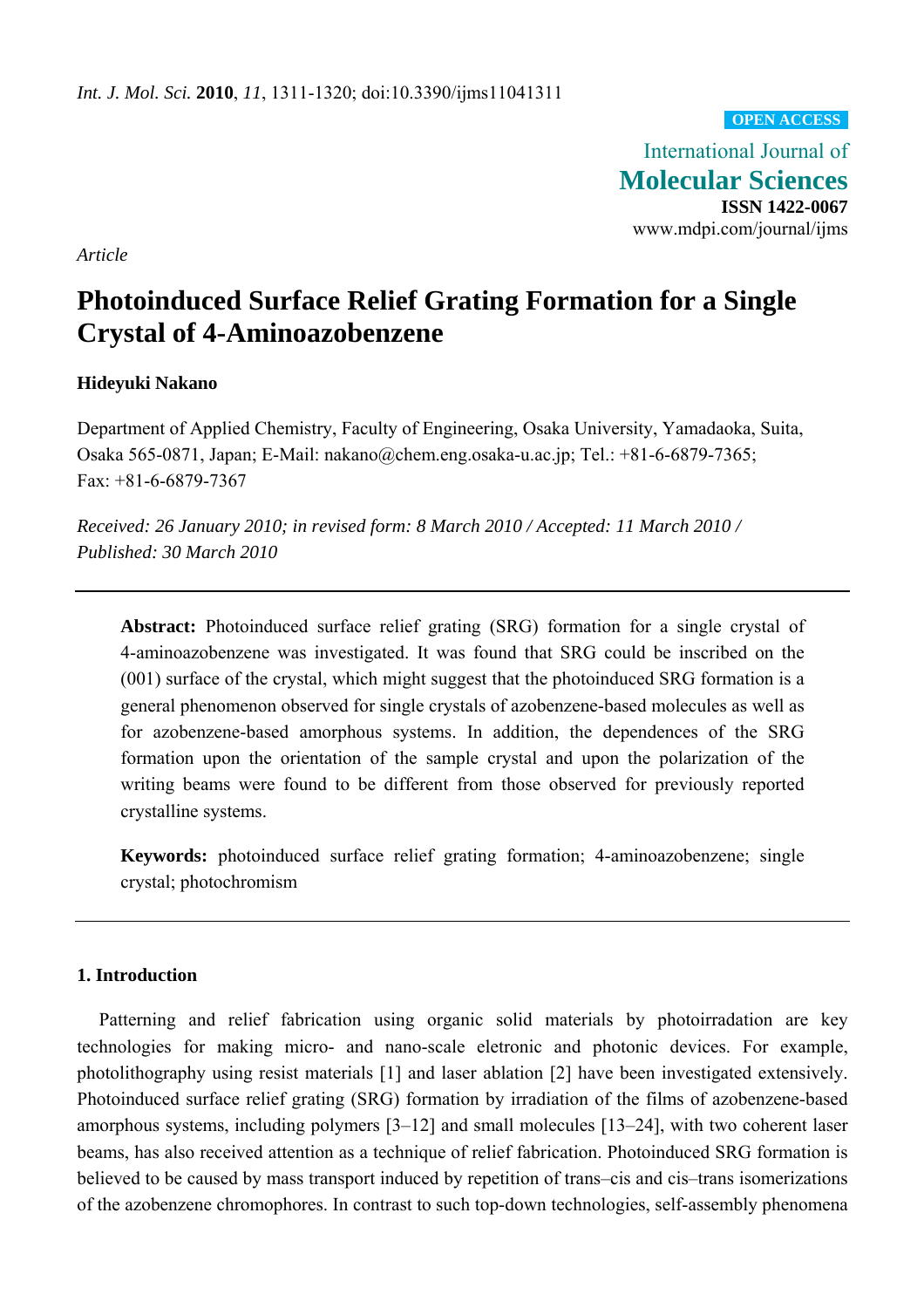*Int. J. Mol. Sci.* **2010**, *11*, 1311-1320; doi:10.3390/ijms11041341

**OPEN ACCESS**

International Journal of
**Molecular Sciences**
**ISSN 1422-0067**
www.mdpi.com/journal/ijms

*Article*

# Photoinduced Surface Relief Grating Formation for a Single Crystal of 4-Aminoazobenzene

**Hideyuki Nakano**

Department of Applied Chemistry, Faculty of Engineering, Osaka University, Yamadaoka, Suita, Osaka 565-0871, Japan; E-Mail: nakano@chem.eng.osaka-u.ac.jp; Tel.: +81-6-6879-7365; Fax: +81-6-6879-7367

*Received: 26 January 2010; in revised form: 8 March 2010 / Accepted: 11 March 2010 / Published: 30 March 2010*

**Abstract:** Photoinduced surface relief grating (SRG) formation for a single crystal of 4-aminoazobenzene was investigated. It was found that SRG could be inscribed on the (001) surface of the crystal, which might suggest that the photoinduced SRG formation is a general phenomenon observed for single crystals of azobenzene-based molecules as well as for azobenzene-based amorphous systems. In addition, the dependences of the SRG formation upon the orientation of the sample crystal and upon the polarization of the writing beams were found to be different from those observed for previously reported crystalline systems.

**Keywords:** photoinduced surface relief grating formation; 4-aminoazobenzene; single crystal; photochromism

## 1. Introduction

Patterning and relief fabrication using organic solid materials by photoirradiation are key technologies for making micro- and nano-scale eletronic and photonic devices. For example, photolithography using resist materials [1] and laser ablation [2] have been investigated extensively. Photoinduced surface relief grating (SRG) formation by irradiation of the films of azobenzene-based amorphous systems, including polymers [3–12] and small molecules [13–24], with two coherent laser beams, has also received attention as a technique of relief fabrication. Photoinduced SRG formation is believed to be caused by mass transport induced by repetition of trans–cis and cis–trans isomerizations of the azobenzene chromophores. In contrast to such top-down technologies, self-assembly phenomena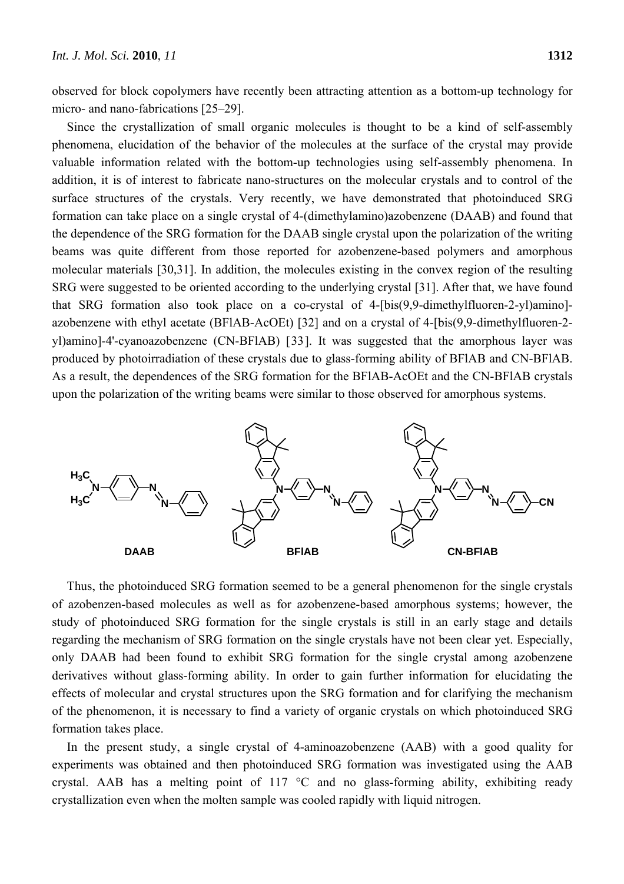observed for block copolymers have recently been attracting attention as a bottom-up technology for micro- and nano-fabrications [25–29].

Since the crystallization of small organic molecules is thought to be a kind of self-assembly phenomena, elucidation of the behavior of the molecules at the surface of the crystal may provide valuable information related with the bottom-up technologies using self-assembly phenomena. In addition, it is of interest to fabricate nano-structures on the molecular crystals and to control of the surface structures of the crystals. Very recently, we have demonstrated that photoinduced SRG formation can take place on a single crystal of 4-(dimethylamino)azobenzene (DAAB) and found that the dependence of the SRG formation for the DAAB single crystal upon the polarization of the writing beams was quite different from those reported for azobenzene-based polymers and amorphous molecular materials [30,31]. In addition, the molecules existing in the convex region of the resulting SRG were suggested to be oriented according to the underlying crystal [31]. After that, we have found that SRG formation also took place on a co-crystal of 4-[bis(9,9-dimethylfluoren-2-yl)amino]-azobenzene with ethyl acetate (BFlAB-AcOEt) [32] and on a crystal of 4-[bis(9,9-dimethylfluoren-2-yl)amino]-4'-cyanoazobenzene (CN-BFlAB) [33]. It was suggested that the amorphous layer was produced by photoirradiation of these crystals due to glass-forming ability of BFlAB and CN-BFlAB. As a result, the dependences of the SRG formation for the BFlAB-AcOEt and the CN-BFlAB crystals upon the polarization of the writing beams were similar to those observed for amorphous systems.

DAAB BFlAB CN-BFlAB

Thus, the photoinduced SRG formation seemed to be a general phenomenon for the single crystals of azobenzen-based molecules as well as for azobenzene-based amorphous systems; however, the study of photoinduced SRG formation for the single crystals is still in an early stage and details regarding the mechanism of SRG formation on the single crystals have not been clear yet. Especially, only DAAB had been found to exhibit SRG formation for the single crystal among azobenzene derivatives without glass-forming ability. In order to gain further information for elucidating the effects of molecular and crystal structures upon the SRG formation and for clarifying the mechanism of the phenomenon, it is necessary to find a variety of organic crystals on which photoinduced SRG formation takes place.

In the present study, a single crystal of 4-aminoazobenzene (AAB) with a good quality for experiments was obtained and then photoinduced SRG formation was investigated using the AAB crystal. AAB has a melting point of 117 °C and no glass-forming ability, exhibiting ready crystallization even when the molten sample was cooled rapidly with liquid nitrogen.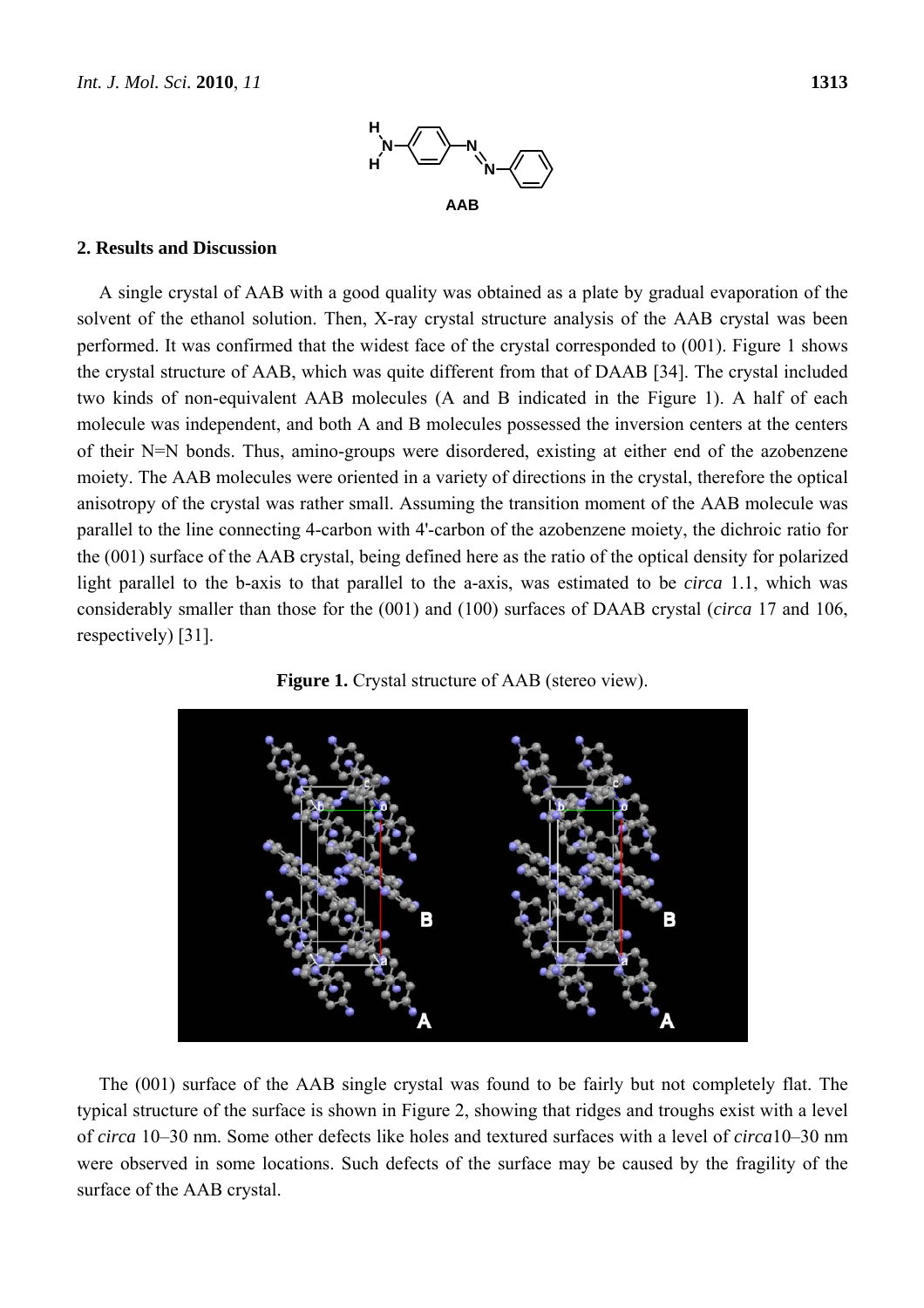AAB

## 2. Results and Discussion

A single crystal of AAB with a good quality was obtained as a plate by gradual evaporation of the solvent of the ethanol solution. Then, X-ray crystal structure analysis of the AAB crystal was been performed. It was confirmed that the widest face of the crystal corresponded to (001). Figure 1 shows the crystal structure of AAB, which was quite different from that of DAAB [34]. The crystal included two kinds of non-equivalent AAB molecules (A and B indicated in the Figure 1). A half of each molecule was independent, and both A and B molecules possessed the inversion centers at the centers of their N=N bonds. Thus, amino-groups were disordered, existing at either end of the azobenzene moiety. The AAB molecules were oriented in a variety of directions in the crystal, therefore the optical anisotropy of the crystal was rather small. Assuming the transition moment of the AAB molecule was parallel to the line connecting 4-carbon with 4'-carbon of the azobenzene moiety, the dichroic ratio for the (001) surface of the AAB crystal, being defined here as the ratio of the optical density for polarized light parallel to the b-axis to that parallel to the a-axis, was estimated to be *circa* 1.1, which was considerably smaller than those for the (001) and (100) surfaces of DAAB crystal (*circa* 17 and 106, respectively) [31].

**Figure 1.** Crystal structure of AAB (stereo view).

The (001) surface of the AAB single crystal was found to be fairly but not completely flat. The typical structure of the surface is shown in Figure 2, showing that ridges and troughs exist with a level of *circa* 10–30 nm. Some other defects like holes and textured surfaces with a level of *circa*10–30 nm were observed in some locations. Such defects of the surface may be caused by the fragility of the surface of the AAB crystal.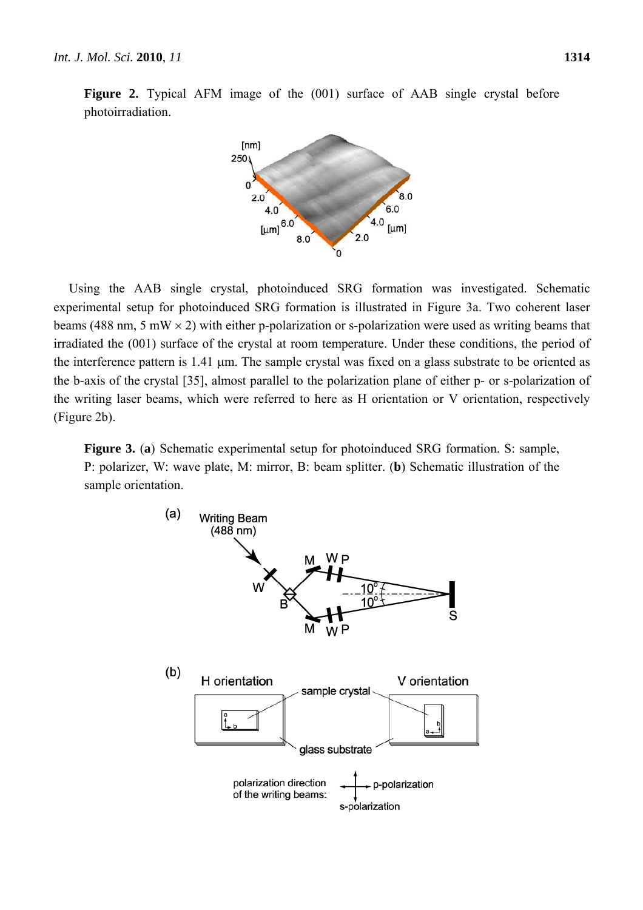**Figure 2.** Typical AFM image of the (001) surface of AAB single crystal before photoirradiation.

Using the AAB single crystal, photoinduced SRG formation was investigated. Schematic experimental setup for photoinduced SRG formation is illustrated in Figure 3a. Two coherent laser beams (488 nm, 5 mW × 2) with either p-polarization or s-polarization were used as writing beams that irradiated the (001) surface of the crystal at room temperature. Under these conditions, the period of the interference pattern is 1.41 μm. The sample crystal was fixed on a glass substrate to be oriented as the b-axis of the crystal [35], almost parallel to the polarization plane of either p- or s-polarization of the writing laser beams, which were referred to here as H orientation or V orientation, respectively (Figure 2b).

**Figure 3.** (**a**) Schematic experimental setup for photoinduced SRG formation. S: sample, P: polarizer, W: wave plate, M: mirror, B: beam splitter. (**b**) Schematic illustration of the sample orientation.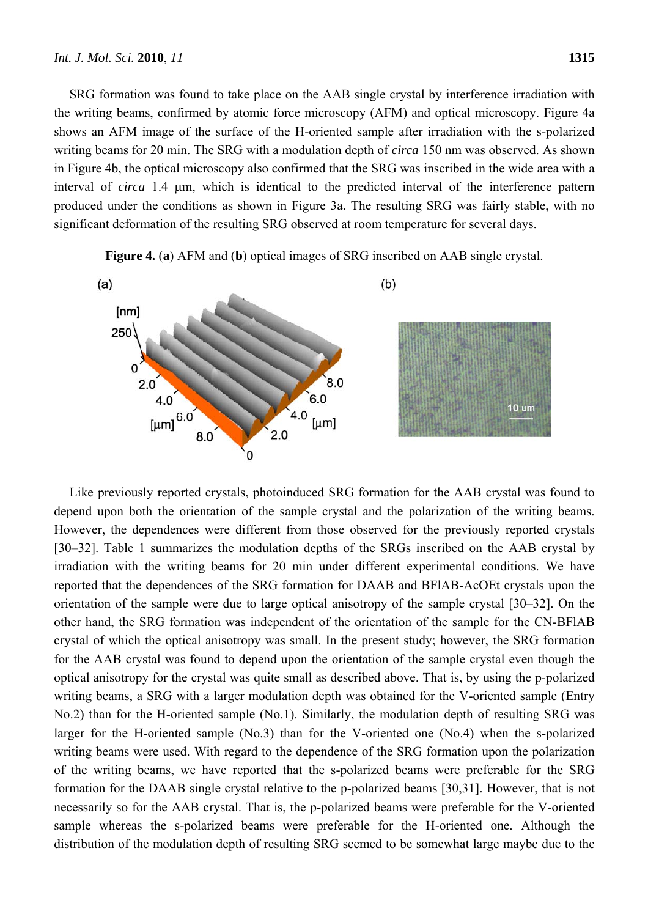SRG formation was found to take place on the AAB single crystal by interference irradiation with the writing beams, confirmed by atomic force microscopy (AFM) and optical microscopy. Figure 4a shows an AFM image of the surface of the H-oriented sample after irradiation with the s-polarized writing beams for 20 min. The SRG with a modulation depth of *circa* 150 nm was observed. As shown in Figure 4b, the optical microscopy also confirmed that the SRG was inscribed in the wide area with a interval of *circa* 1.4 μm, which is identical to the predicted interval of the interference pattern produced under the conditions as shown in Figure 3a. The resulting SRG was fairly stable, with no significant deformation of the resulting SRG observed at room temperature for several days.

**Figure 4.** (**a**) AFM and (**b**) optical images of SRG inscribed on AAB single crystal.

Like previously reported crystals, photoinduced SRG formation for the AAB crystal was found to depend upon both the orientation of the sample crystal and the polarization of the writing beams. However, the dependences were different from those observed for the previously reported crystals [30–32]. Table 1 summarizes the modulation depths of the SRGs inscribed on the AAB crystal by irradiation with the writing beams for 20 min under different experimental conditions. We have reported that the dependences of the SRG formation for DAAB and BFlAB-AcOEt crystals upon the orientation of the sample were due to large optical anisotropy of the sample crystal [30–32]. On the other hand, the SRG formation was independent of the orientation of the sample for the CN-BFlAB crystal of which the optical anisotropy was small. In the present study; however, the SRG formation for the AAB crystal was found to depend upon the orientation of the sample crystal even though the optical anisotropy for the crystal was quite small as described above. That is, by using the p-polarized writing beams, a SRG with a larger modulation depth was obtained for the V-oriented sample (Entry No.2) than for the H-oriented sample (No.1). Similarly, the modulation depth of resulting SRG was larger for the H-oriented sample (No.3) than for the V-oriented one (No.4) when the s-polarized writing beams were used. With regard to the dependence of the SRG formation upon the polarization of the writing beams, we have reported that the s-polarized beams were preferable for the SRG formation for the DAAB single crystal relative to the p-polarized beams [30,31]. However, that is not necessarily so for the AAB crystal. That is, the p-polarized beams were preferable for the V-oriented sample whereas the s-polarized beams were preferable for the H-oriented one. Although the distribution of the modulation depth of resulting SRG seemed to be somewhat large maybe due to the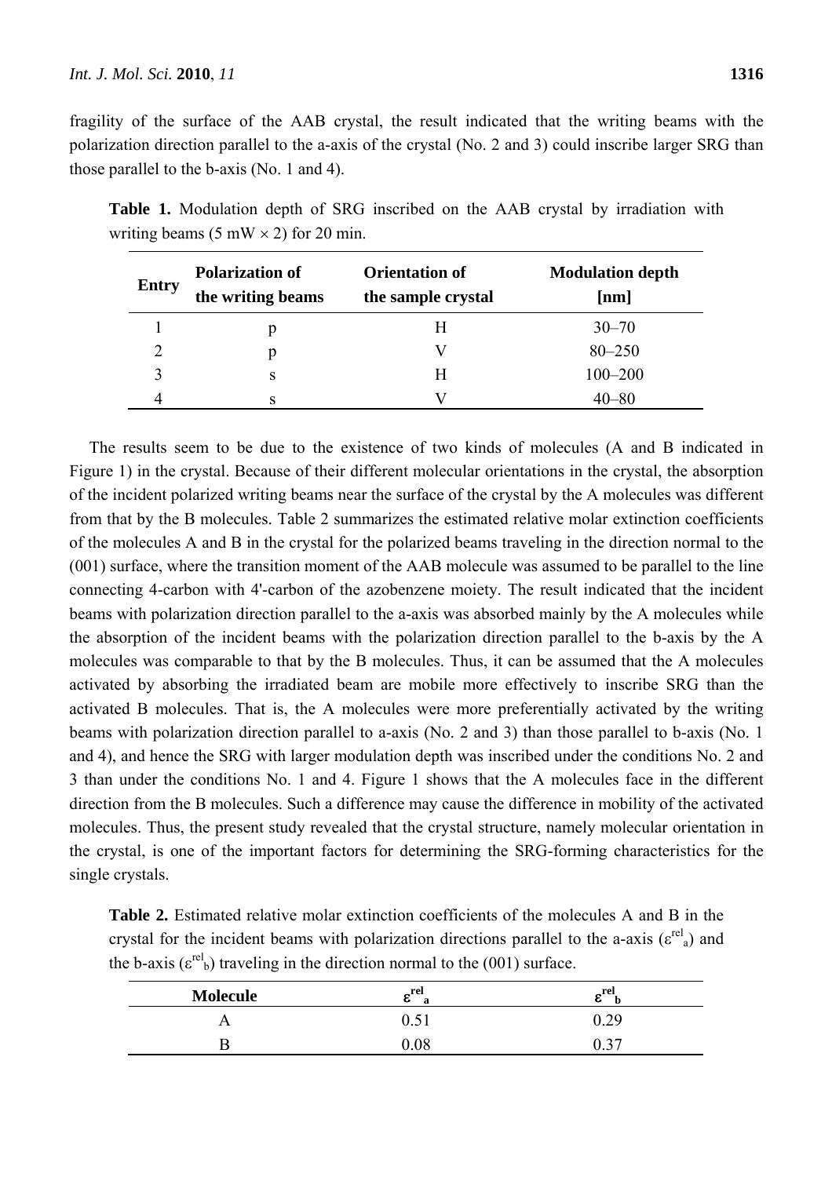fragility of the surface of the AAB crystal, the result indicated that the writing beams with the polarization direction parallel to the a-axis of the crystal (No. 2 and 3) could inscribe larger SRG than those parallel to the b-axis (No. 1 and 4).

**Table 1.** Modulation depth of SRG inscribed on the AAB crystal by irradiation with writing beams (5 mW × 2) for 20 min.

| Entry | Polarization of the writing beams | Orientation of the sample crystal | Modulation depth [nm] |
|---|---|---|---|
| 1 | p | H | 30–70 |
| 2 | p | V | 80–250 |
| 3 | s | H | 100–200 |
| 4 | s | V | 40–80 |

The results seem to be due to the existence of two kinds of molecules (A and B indicated in Figure 1) in the crystal. Because of their different molecular orientations in the crystal, the absorption of the incident polarized writing beams near the surface of the crystal by the A molecules was different from that by the B molecules. Table 2 summarizes the estimated relative molar extinction coefficients of the molecules A and B in the crystal for the polarized beams traveling in the direction normal to the (001) surface, where the transition moment of the AAB molecule was assumed to be parallel to the line connecting 4-carbon with 4'-carbon of the azobenzene moiety. The result indicated that the incident beams with polarization direction parallel to the a-axis was absorbed mainly by the A molecules while the absorption of the incident beams with the polarization direction parallel to the b-axis by the A molecules was comparable to that by the B molecules. Thus, it can be assumed that the A molecules activated by absorbing the irradiated beam are mobile more effectively to inscribe SRG than the activated B molecules. That is, the A molecules were more preferentially activated by the writing beams with polarization direction parallel to a-axis (No. 2 and 3) than those parallel to b-axis (No. 1 and 4), and hence the SRG with larger modulation depth was inscribed under the conditions No. 2 and 3 than under the conditions No. 1 and 4. Figure 1 shows that the A molecules face in the different direction from the B molecules. Such a difference may cause the difference in mobility of the activated molecules. Thus, the present study revealed that the crystal structure, namely molecular orientation in the crystal, is one of the important factors for determining the SRG-forming characteristics for the single crystals.

**Table 2.** Estimated relative molar extinction coefficients of the molecules A and B in the crystal for the incident beams with polarization directions parallel to the a-axis ($\varepsilon^{rel}_{a}$) and the b-axis ($\varepsilon^{rel}_{b}$) traveling in the direction normal to the (001) surface.

| Molecule | $\varepsilon^{rel}_{a}$ | $\varepsilon^{rel}_{b}$ |
|---|---|---|
| A | 0.51 | 0.29 |
| B | 0.08 | 0.37 |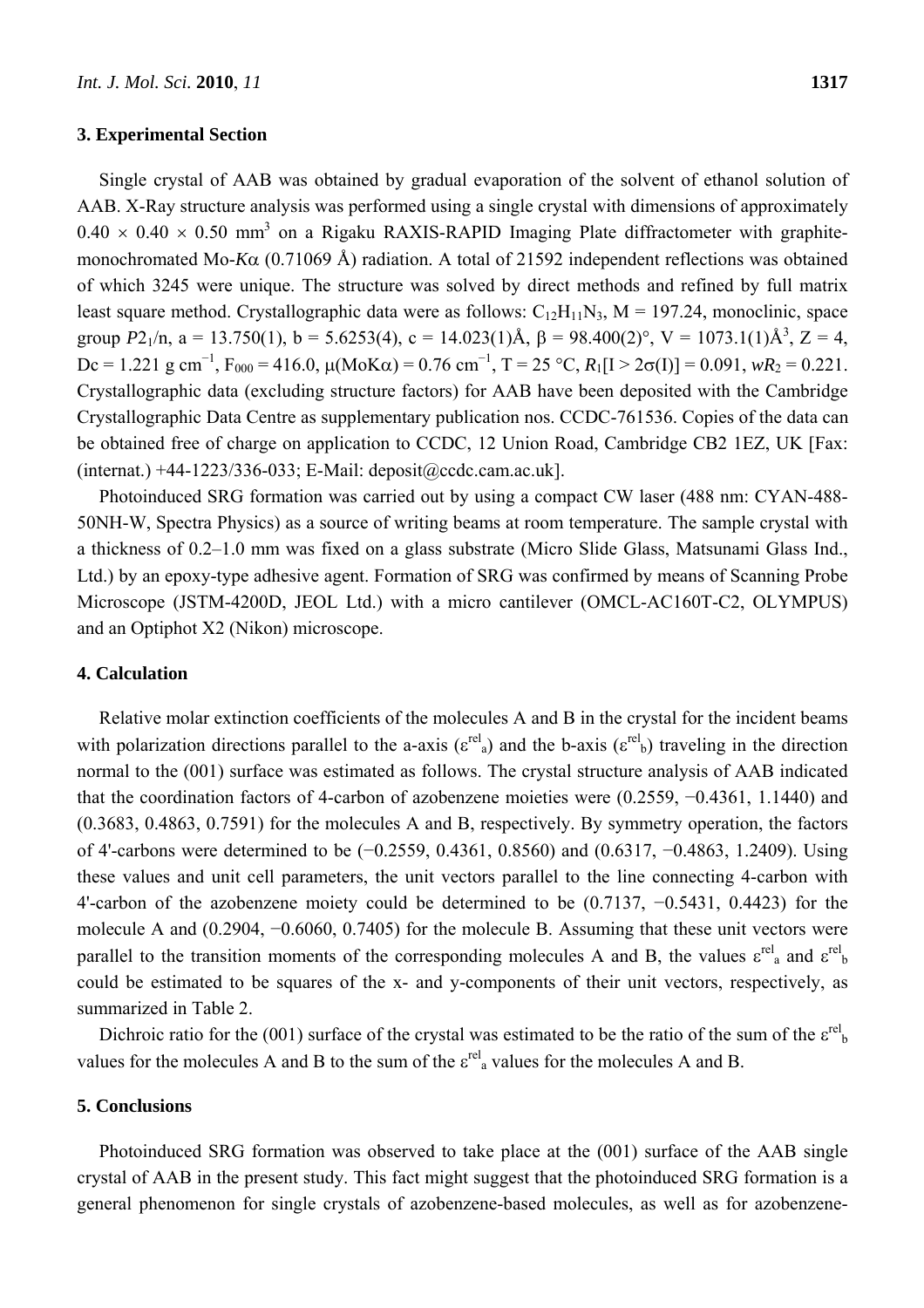## 3. Experimental Section

Single crystal of AAB was obtained by gradual evaporation of the solvent of ethanol solution of AAB. X-Ray structure analysis was performed using a single crystal with dimensions of approximately $0.40 \times 0.40 \times 0.50$ mm$^3$ on a Rigaku RAXIS-RAPID Imaging Plate diffractometer with graphite-monochromated Mo-$K\alpha$ (0.71069 Å) radiation. A total of 21592 independent reflections was obtained of which 3245 were unique. The structure was solved by direct methods and refined by full matrix least square method. Crystallographic data were as follows: $C_{12}H_{11}N_3$, M = 197.24, monoclinic, space group $P2_1/n$, a = 13.750(1), b = 5.6253(4), c = 14.023(1)Å, β = 98.400(2)°, V = 1073.1(1)Å$^3$, Z = 4, Dc = 1.221 g cm$^{-1}$, $F_{000}$ = 416.0, μ(MoKα) = 0.76 cm$^{-1}$, T = 25 °C, $R_1[I > 2\sigma(I)] = 0.091$, $wR_2 = 0.221$. Crystallographic data (excluding structure factors) for AAB have been deposited with the Cambridge Crystallographic Data Centre as supplementary publication nos. CCDC-761536. Copies of the data can be obtained free of charge on application to CCDC, 12 Union Road, Cambridge CB2 1EZ, UK [Fax: (internat.) +44-1223/336-033; E-Mail: deposit@ccdc.cam.ac.uk].

Photoinduced SRG formation was carried out by using a compact CW laser (488 nm: CYAN-488-50NH-W, Spectra Physics) as a source of writing beams at room temperature. The sample crystal with a thickness of 0.2–1.0 mm was fixed on a glass substrate (Micro Slide Glass, Matsunami Glass Ind., Ltd.) by an epoxy-type adhesive agent. Formation of SRG was confirmed by means of Scanning Probe Microscope (JSTM-4200D, JEOL Ltd.) with a micro cantilever (OMCL-AC160T-C2, OLYMPUS) and an Optiphot X2 (Nikon) microscope.

## 4. Calculation

Relative molar extinction coefficients of the molecules A and B in the crystal for the incident beams with polarization directions parallel to the a-axis ($\varepsilon^{rel}{}_a$) and the b-axis ($\varepsilon^{rel}{}_b$) traveling in the direction normal to the (001) surface was estimated as follows. The crystal structure analysis of AAB indicated that the coordination factors of 4-carbon of azobenzene moieties were (0.2559, −0.4361, 1.1440) and (0.3683, 0.4863, 0.7591) for the molecules A and B, respectively. By symmetry operation, the factors of 4'-carbons were determined to be (−0.2559, 0.4361, 0.8560) and (0.6317, −0.4863, 1.2409). Using these values and unit cell parameters, the unit vectors parallel to the line connecting 4-carbon with 4'-carbon of the azobenzene moiety could be determined to be (0.7137, −0.5431, 0.4423) for the molecule A and (0.2904, −0.6060, 0.7405) for the molecule B. Assuming that these unit vectors were parallel to the transition moments of the corresponding molecules A and B, the values $\varepsilon^{rel}{}_a$ and $\varepsilon^{rel}{}_b$ could be estimated to be squares of the x- and y-components of their unit vectors, respectively, as summarized in Table 2.

Dichroic ratio for the (001) surface of the crystal was estimated to be the ratio of the sum of the $\varepsilon^{rel}{}_b$ values for the molecules A and B to the sum of the $\varepsilon^{rel}{}_a$ values for the molecules A and B.

## 5. Conclusions

Photoinduced SRG formation was observed to take place at the (001) surface of the AAB single crystal of AAB in the present study. This fact might suggest that the photoinduced SRG formation is a general phenomenon for single crystals of azobenzene-based molecules, as well as for azobenzene-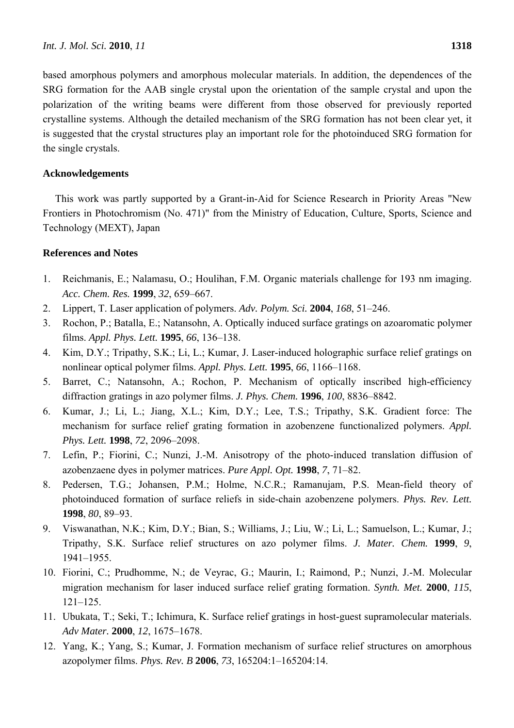based amorphous polymers and amorphous molecular materials. In addition, the dependences of the SRG formation for the AAB single crystal upon the orientation of the sample crystal and upon the polarization of the writing beams were different from those observed for previously reported crystalline systems. Although the detailed mechanism of the SRG formation has not been clear yet, it is suggested that the crystal structures play an important role for the photoinduced SRG formation for the single crystals.

## Acknowledgements

This work was partly supported by a Grant-in-Aid for Science Research in Priority Areas "New Frontiers in Photochromism (No. 471)" from the Ministry of Education, Culture, Sports, Science and Technology (MEXT), Japan

## References and Notes

1. Reichmanis, E.; Nalamasu, O.; Houlihan, F.M. Organic materials challenge for 193 nm imaging. *Acc. Chem. Res.* **1999**, *32*, 659–667.
2. Lippert, T. Laser application of polymers. *Adv. Polym. Sci.* **2004**, *168*, 51–246.
3. Rochon, P.; Batalla, E.; Natansohn, A. Optically induced surface gratings on azoaromatic polymer films. *Appl. Phys. Lett.* **1995**, *66*, 136–138.
4. Kim, D.Y.; Tripathy, S.K.; Li, L.; Kumar, J. Laser-induced holographic surface relief gratings on nonlinear optical polymer films. *Appl. Phys. Lett.* **1995**, *66*, 1166–1168.
5. Barret, C.; Natansohn, A.; Rochon, P. Mechanism of optically inscribed high-efficiency diffraction gratings in azo polymer films. *J. Phys. Chem.* **1996**, *100*, 8836–8842.
6. Kumar, J.; Li, L.; Jiang, X.L.; Kim, D.Y.; Lee, T.S.; Tripathy, S.K. Gradient force: The mechanism for surface relief grating formation in azobenzene functionalized polymers. *Appl. Phys. Lett.* **1998**, *72*, 2096–2098.
7. Lefin, P.; Fiorini, C.; Nunzi, J.-M. Anisotropy of the photo-induced translation diffusion of azobenzaene dyes in polymer matrices. *Pure Appl. Opt.* **1998**, *7*, 71–82.
8. Pedersen, T.G.; Johansen, P.M.; Holme, N.C.R.; Ramanujam, P.S. Mean-field theory of photoinduced formation of surface reliefs in side-chain azobenzene polymers. *Phys. Rev. Lett.* **1998**, *80*, 89–93.
9. Viswanathan, N.K.; Kim, D.Y.; Bian, S.; Williams, J.; Liu, W.; Li, L.; Samuelson, L.; Kumar, J.; Tripathy, S.K. Surface relief structures on azo polymer films. *J. Mater. Chem.* **1999**, *9*, 1941–1955.
10. Fiorini, C.; Prudhomme, N.; de Veyrac, G.; Maurin, I.; Raimond, P.; Nunzi, J.-M. Molecular migration mechanism for laser induced surface relief grating formation. *Synth. Met.* **2000**, *115*, 121–125.
11. Ubukata, T.; Seki, T.; Ichimura, K. Surface relief gratings in host-guest supramolecular materials. *Adv Mater.* **2000**, *12*, 1675–1678.
12. Yang, K.; Yang, S.; Kumar, J. Formation mechanism of surface relief structures on amorphous azopolymer films. *Phys. Rev. B* **2006**, *73*, 165204:1–165204:14.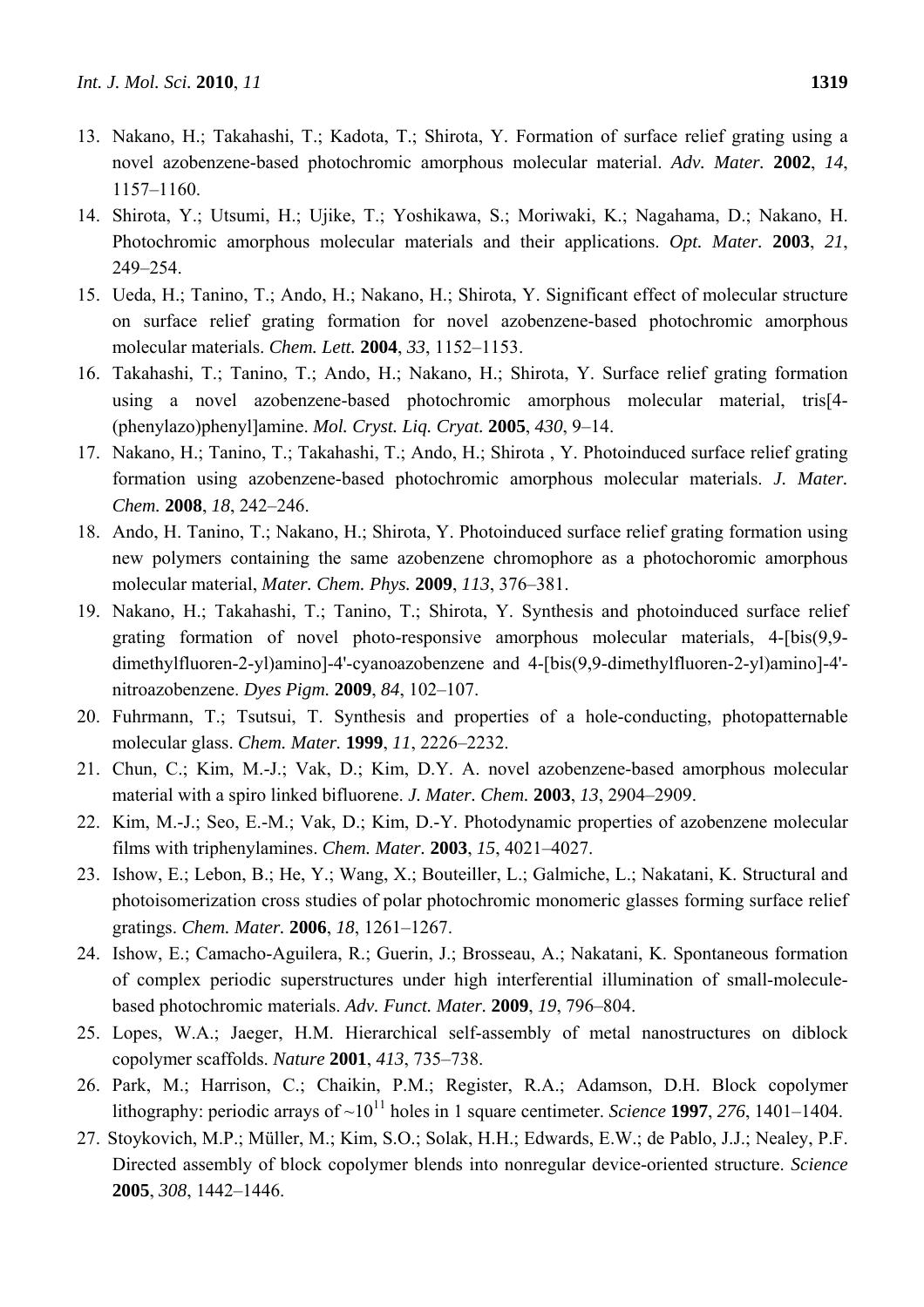13. Nakano, H.; Takahashi, T.; Kadota, T.; Shirota, Y. Formation of surface relief grating using a novel azobenzene-based photochromic amorphous molecular material. *Adv. Mater.* **2002**, *14*, 1157–1160.
14. Shirota, Y.; Utsumi, H.; Ujike, T.; Yoshikawa, S.; Moriwaki, K.; Nagahama, D.; Nakano, H. Photochromic amorphous molecular materials and their applications. *Opt. Mater.* **2003**, *21*, 249–254.
15. Ueda, H.; Tanino, T.; Ando, H.; Nakano, H.; Shirota, Y. Significant effect of molecular structure on surface relief grating formation for novel azobenzene-based photochromic amorphous molecular materials. *Chem. Lett.* **2004**, *33*, 1152–1153.
16. Takahashi, T.; Tanino, T.; Ando, H.; Nakano, H.; Shirota, Y. Surface relief grating formation using a novel azobenzene-based photochromic amorphous molecular material, tris[4-(phenylazo)phenyl]amine. *Mol. Cryst. Liq. Cryat.* **2005**, *430*, 9–14.
17. Nakano, H.; Tanino, T.; Takahashi, T.; Ando, H.; Shirota , Y. Photoinduced surface relief grating formation using azobenzene-based photochromic amorphous molecular materials. *J. Mater. Chem.* **2008**, *18*, 242–246.
18. Ando, H. Tanino, T.; Nakano, H.; Shirota, Y. Photoinduced surface relief grating formation using new polymers containing the same azobenzene chromophore as a photochoromic amorphous molecular material, *Mater. Chem. Phys.* **2009**, *113*, 376–381.
19. Nakano, H.; Takahashi, T.; Tanino, T.; Shirota, Y. Synthesis and photoinduced surface relief grating formation of novel photo-responsive amorphous molecular materials, 4-[bis(9,9-dimethylfluoren-2-yl)amino]-4'-cyanoazobenzene and 4-[bis(9,9-dimethylfluoren-2-yl)amino]-4'-nitroazobenzene. *Dyes Pigm.* **2009**, *84*, 102–107.
20. Fuhrmann, T.; Tsutsui, T. Synthesis and properties of a hole-conducting, photopatternable molecular glass. *Chem. Mater.* **1999**, *11*, 2226–2232.
21. Chun, C.; Kim, M.-J.; Vak, D.; Kim, D.Y. A. novel azobenzene-based amorphous molecular material with a spiro linked bifluorene. *J. Mater. Chem.* **2003**, *13*, 2904–2909.
22. Kim, M.-J.; Seo, E.-M.; Vak, D.; Kim, D.-Y. Photodynamic properties of azobenzene molecular films with triphenylamines. *Chem. Mater.* **2003**, *15*, 4021–4027.
23. Ishow, E.; Lebon, B.; He, Y.; Wang, X.; Bouteiller, L.; Galmiche, L.; Nakatani, K. Structural and photoisomerization cross studies of polar photochromic monomeric glasses forming surface relief gratings. *Chem. Mater.* **2006**, *18*, 1261–1267.
24. Ishow, E.; Camacho-Aguilera, R.; Guerin, J.; Brosseau, A.; Nakatani, K. Spontaneous formation of complex periodic superstructures under high interferential illumination of small-molecule-based photochromic materials. *Adv. Funct. Mater.* **2009**, *19*, 796–804.
25. Lopes, W.A.; Jaeger, H.M. Hierarchical self-assembly of metal nanostructures on diblock copolymer scaffolds. *Nature* **2001**, *413*, 735–738.
26. Park, M.; Harrison, C.; Chaikin, P.M.; Register, R.A.; Adamson, D.H. Block copolymer lithography: periodic arrays of ~$10^{11}$ holes in 1 square centimeter. *Science* **1997**, *276*, 1401–1404.
27. Stoykovich, M.P.; Müller, M.; Kim, S.O.; Solak, H.H.; Edwards, E.W.; de Pablo, J.J.; Nealey, P.F. Directed assembly of block copolymer blends into nonregular device-oriented structure. *Science* **2005**, *308*, 1442–1446.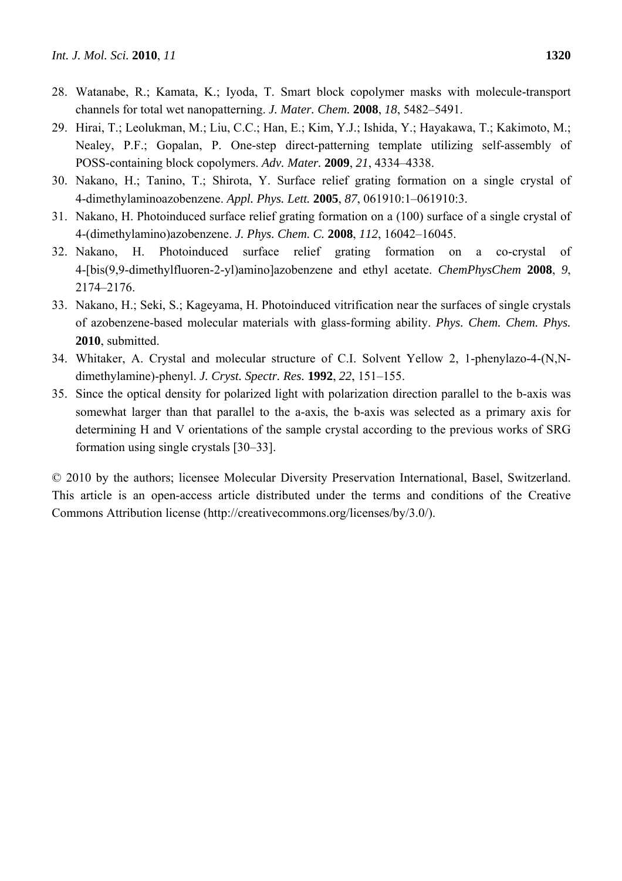28. Watanabe, R.; Kamata, K.; Iyoda, T. Smart block copolymer masks with molecule-transport channels for total wet nanopatterning. *J. Mater. Chem.* **2008**, *18*, 5482–5491.
29. Hirai, T.; Leolukman, M.; Liu, C.C.; Han, E.; Kim, Y.J.; Ishida, Y.; Hayakawa, T.; Kakimoto, M.; Nealey, P.F.; Gopalan, P. One-step direct-patterning template utilizing self-assembly of POSS-containing block copolymers. *Adv. Mater.* **2009**, *21*, 4334–4338.
30. Nakano, H.; Tanino, T.; Shirota, Y. Surface relief grating formation on a single crystal of 4-dimethylaminoazobenzene. *Appl. Phys. Lett.* **2005**, *87*, 061910:1–061910:3.
31. Nakano, H. Photoinduced surface relief grating formation on a (100) surface of a single crystal of 4-(dimethylamino)azobenzene. *J. Phys. Chem. C.* **2008**, *112*, 16042–16045.
32. Nakano, H. Photoinduced surface relief grating formation on a co-crystal of 4-[bis(9,9-dimethylfluoren-2-yl)amino]azobenzene and ethyl acetate. *ChemPhysChem* **2008**, *9*, 2174–2176.
33. Nakano, H.; Seki, S.; Kageyama, H. Photoinduced vitrification near the surfaces of single crystals of azobenzene-based molecular materials with glass-forming ability. *Phys. Chem. Chem. Phys.* **2010**, submitted.
34. Whitaker, A. Crystal and molecular structure of C.I. Solvent Yellow 2, 1-phenylazo-4-(N,N-dimethylamine)-phenyl. *J. Cryst. Spectr. Res.* **1992**, *22*, 151–155.
35. Since the optical density for polarized light with polarization direction parallel to the b-axis was somewhat larger than that parallel to the a-axis, the b-axis was selected as a primary axis for determining H and V orientations of the sample crystal according to the previous works of SRG formation using single crystals [30–33].

© 2010 by the authors; licensee Molecular Diversity Preservation International, Basel, Switzerland. This article is an open-access article distributed under the terms and conditions of the Creative Commons Attribution license (http://creativecommons.org/licenses/by/3.0/).